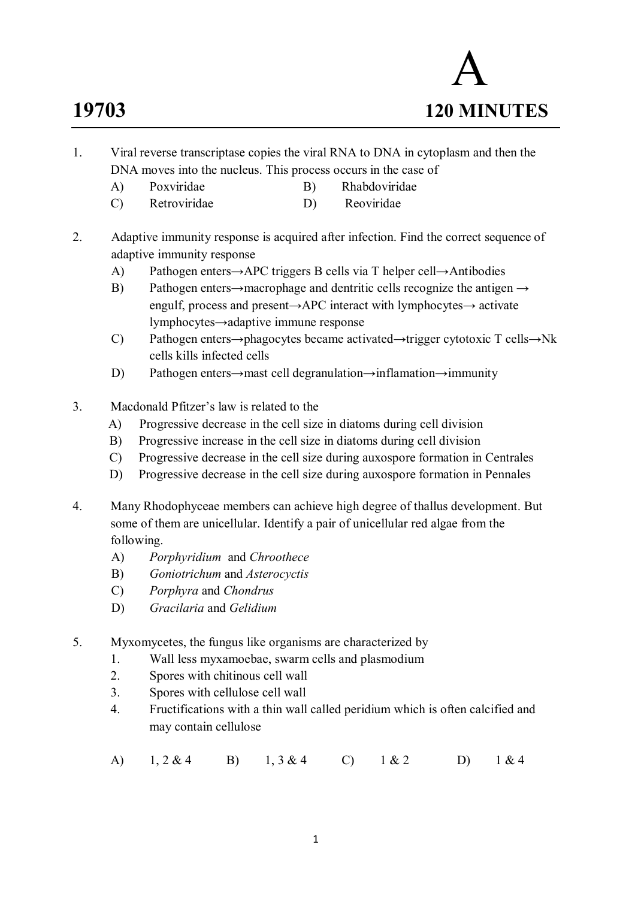# A

**19703** **120 MINUTES**

1. Viral reverse transcriptase copies the viral RNA to DNA in cytoplasm and then the DNA moves into the nucleus. This process occurs in the case of
   - A) Poxviridae
   - B) Rhabdoviridae
   - C) Retroviridae
   - D) Reoviridae

2. Adaptive immunity response is acquired after infection. Find the correct sequence of adaptive immunity response
   - A) Pathogen enters→APC triggers B cells via T helper cell→Antibodies
   - B) Pathogen enters→macrophage and dentritic cells recognize the antigen → engulf, process and present→APC interact with lymphocytes→ activate lymphocytes→adaptive immune response
   - C) Pathogen enters→phagocytes became activated→trigger cytotoxic T cells→Nk cells kills infected cells
   - D) Pathogen enters→mast cell degranulation→inflamation→immunity

3. Macdonald Pfitzer's law is related to the
   - A) Progressive decrease in the cell size in diatoms during cell division
   - B) Progressive increase in the cell size in diatoms during cell division
   - C) Progressive decrease in the cell size during auxospore formation in Centrales
   - D) Progressive decrease in the cell size during auxospore formation in Pennales

4. Many Rhodophyceae members can achieve high degree of thallus development. But some of them are unicellular. Identify a pair of unicellular red algae from the following.
   - A) *Porphyridium* and *Chroothece*
   - B) *Goniotrichum* and *Asterocyctis*
   - C) *Porphyra* and *Chondrus*
   - D) *Gracilaria* and *Gelidium*

5. Myxomycetes, the fungus like organisms are characterized by
   1. Wall less myxamoebae, swarm cells and plasmodium
   2. Spores with chitinous cell wall
   3. Spores with cellulose cell wall
   4. Fructifications with a thin wall called peridium which is often calcified and may contain cellulose

   A) 1, 2 & 4 B) 1, 3 & 4 C) 1 & 2 D) 1 & 4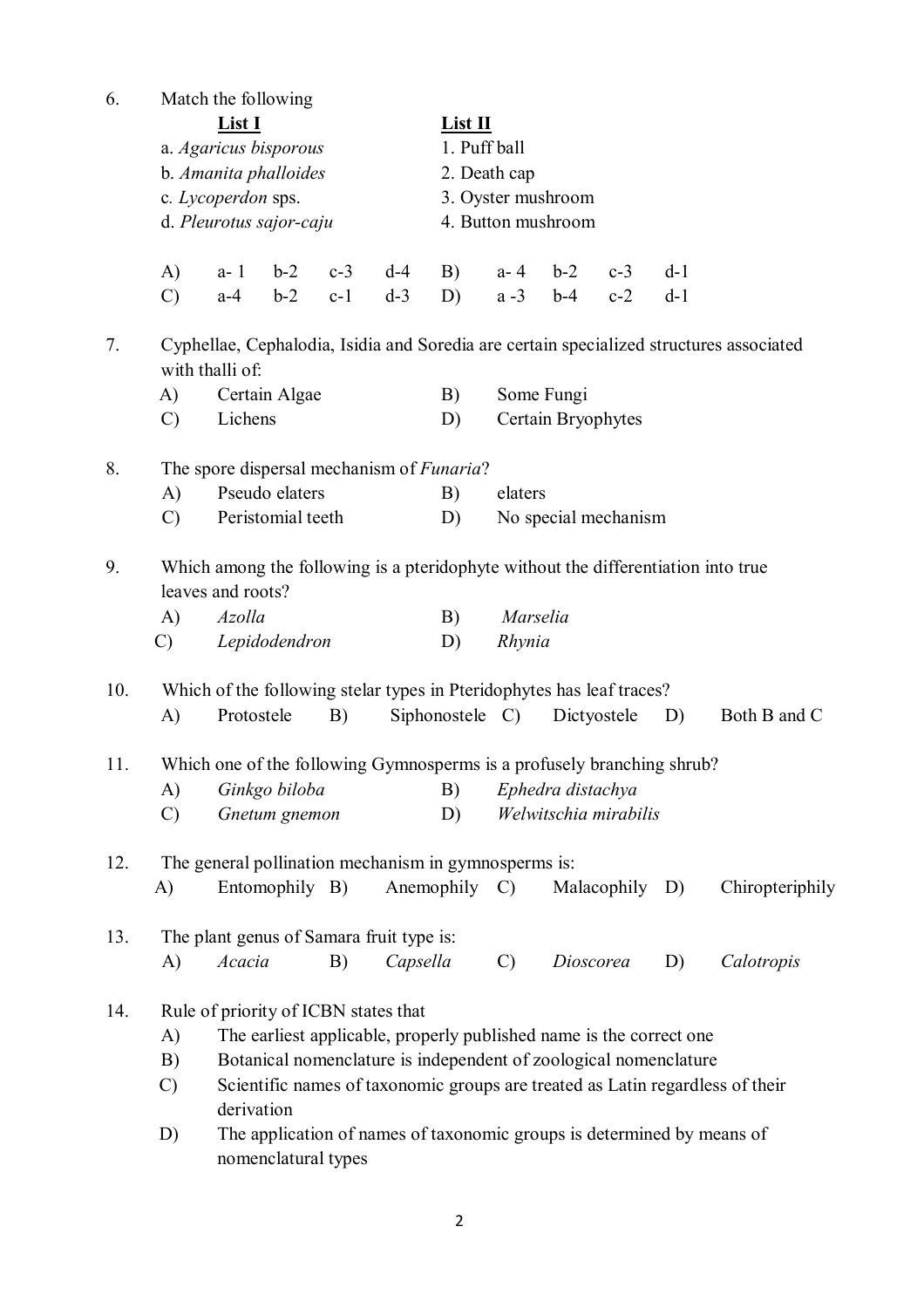6. Match the following

| List I | List II |
|---|---|
| a. *Agaricus bisporous* | 1. Puff ball |
| b. *Amanita phalloides* | 2. Death cap |
| c. *Lycoperdon* sps. | 3. Oyster mushroom |
| d. *Pleurotus sajor-caju* | 4. Button mushroom |

A) a- 1 b-2 c-3 d-4  B) a- 4 b-2 c-3 d-1
C) a-4 b-2 c-1 d-3  D) a -3 b-4 c-2 d-1

7. Cyphellae, Cephalodia, Isidia and Soredia are certain specialized structures associated with thalli of:
   A) Certain Algae  B) Some Fungi
   C) Lichens  D) Certain Bryophytes

8. The spore dispersal mechanism of *Funaria*?
   A) Pseudo elaters  B) elaters
   C) Peristomial teeth  D) No special mechanism

9. Which among the following is a pteridophyte without the differentiation into true leaves and roots?
   A) *Azolla*  B) *Marselia*
   C) *Lepidodendron*  D) *Rhynia*

10. Which of the following stelar types in Pteridophytes has leaf traces?
    A) Protostele  B) Siphonostele  C) Dictyostele  D) Both B and C

11. Which one of the following Gymnosperms is a profusely branching shrub?
    A) *Ginkgo biloba*  B) *Ephedra distachya*
    C) *Gnetum gnemon*  D) *Welwitschia mirabilis*

12. The general pollination mechanism in gymnosperms is:
    A) Entomophily  B) Anemophily  C) Malacophily  D) Chiropteriphily

13. The plant genus of Samara fruit type is:
    A) *Acacia*  B) *Capsella*  C) *Dioscorea*  D) *Calotropis*

14. Rule of priority of ICBN states that
    A) The earliest applicable, properly published name is the correct one
    B) Botanical nomenclature is independent of zoological nomenclature
    C) Scientific names of taxonomic groups are treated as Latin regardless of their derivation
    D) The application of names of taxonomic groups is determined by means of nomenclatural types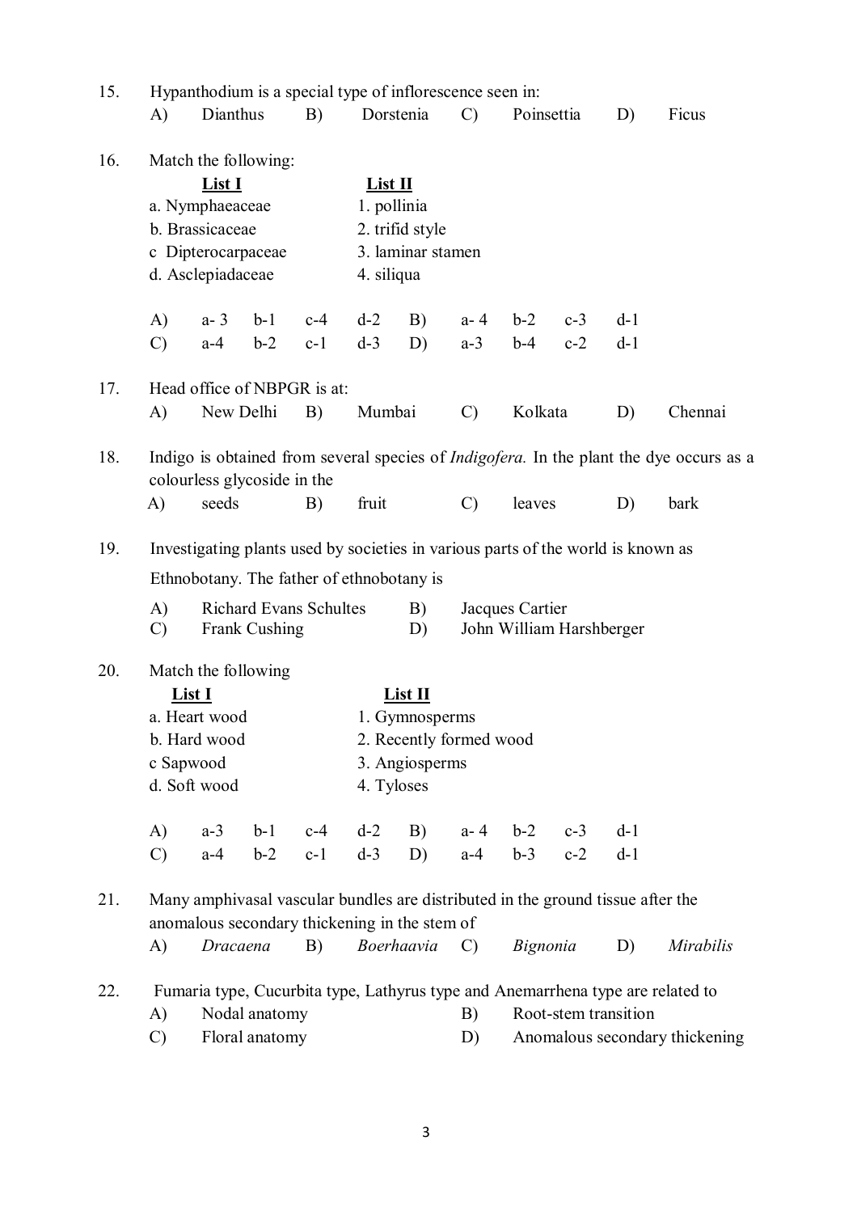15. Hypanthodium is a special type of inflorescence seen in:

A) Dianthus  B) Dorstenia  C) Poinsettia  D) Ficus

16. Match the following:

| **List I** | **List II** |
|---|---|
| a. Nymphaeaceae | 1. pollinia |
| b. Brassicaceae | 2. trifid style |
| c Dipterocarpaceae | 3. laminar stamen |
| d. Asclepiadaceae | 4. siliqua |

A) a- 3 b-1 c-4 d-2  B) a- 4 b-2 c-3 d-1

C) a-4 b-2 c-1 d-3  D) a-3 b-4 c-2 d-1

17. Head office of NBPGR is at:

A) New Delhi  B) Mumbai  C) Kolkata  D) Chennai

18. Indigo is obtained from several species of *Indigofera.* In the plant the dye occurs as a colourless glycoside in the

A) seeds  B) fruit  C) leaves  D) bark

19. Investigating plants used by societies in various parts of the world is known as Ethnobotany. The father of ethnobotany is

A) Richard Evans Schultes  B) Jacques Cartier

C) Frank Cushing  D) John William Harshberger

20. Match the following

| **List I** | **List II** |
|---|---|
| a. Heart wood | 1. Gymnosperms |
| b. Hard wood | 2. Recently formed wood |
| c Sapwood | 3. Angiosperms |
| d. Soft wood | 4. Tyloses |

A) a-3 b-1 c-4 d-2  B) a- 4 b-2 c-3 d-1

C) a-4 b-2 c-1 d-3  D) a-4 b-3 c-2 d-1

21. Many amphivasal vascular bundles are distributed in the ground tissue after the anomalous secondary thickening in the stem of

A) *Dracaena*  B) *Boerhaavia*  C) *Bignonia*  D) *Mirabilis*

22. Fumaria type, Cucurbita type, Lathyrus type and Anemarrhena type are related to

A) Nodal anatomy  B) Root-stem transition

C) Floral anatomy  D) Anomalous secondary thickening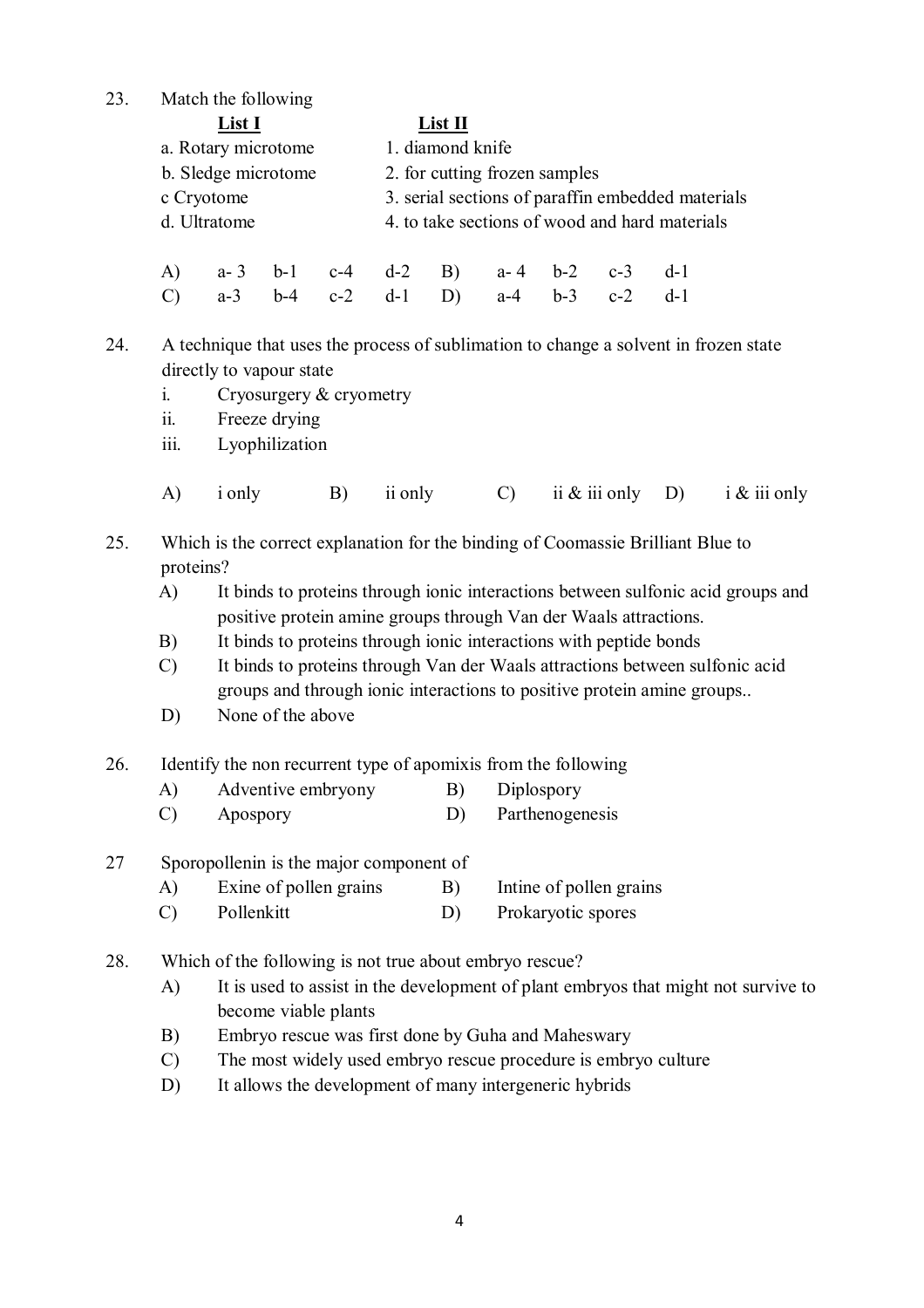23. Match the following

| List I | List II |
|---|---|
| a. Rotary microtome | 1. diamond knife |
| b. Sledge microtome | 2. for cutting frozen samples |
| c Cryotome | 3. serial sections of paraffin embedded materials |
| d. Ultratome | 4. to take sections of wood and hard materials |

A) a- 3 b-1 c-4 d-2 B) a- 4 b-2 c-3 d-1
C) a-3 b-4 c-2 d-1 D) a-4 b-3 c-2 d-1

24. A technique that uses the process of sublimation to change a solvent in frozen state directly to vapour state
   i. Cryosurgery & cryometry
   ii. Freeze drying
   iii. Lyophilization

   A) i only B) ii only C) ii & iii only D) i & iii only

25. Which is the correct explanation for the binding of Coomassie Brilliant Blue to proteins?
   A) It binds to proteins through ionic interactions between sulfonic acid groups and positive protein amine groups through Van der Waals attractions.
   B) It binds to proteins through ionic interactions with peptide bonds
   C) It binds to proteins through Van der Waals attractions between sulfonic acid groups and through ionic interactions to positive protein amine groups..
   D) None of the above

26. Identify the non recurrent type of apomixis from the following
   A) Adventive embryony B) Diplospory
   C) Apospory D) Parthenogenesis

27 Sporopollenin is the major component of
   A) Exine of pollen grains B) Intine of pollen grains
   C) Pollenkitt D) Prokaryotic spores

28. Which of the following is not true about embryo rescue?
   A) It is used to assist in the development of plant embryos that might not survive to become viable plants
   B) Embryo rescue was first done by Guha and Maheswary
   C) The most widely used embryo rescue procedure is embryo culture
   D) It allows the development of many intergeneric hybrids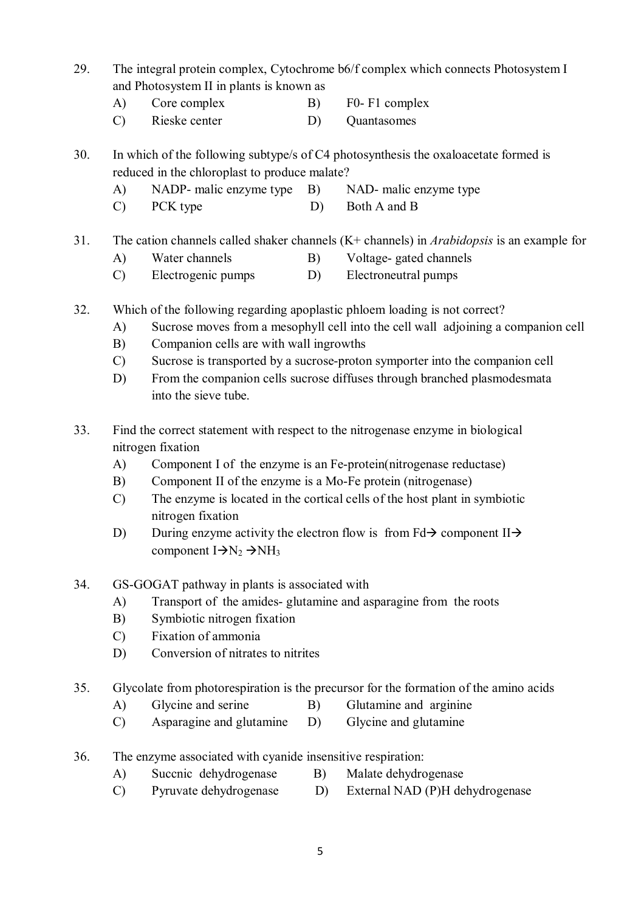29. The integral protein complex, Cytochrome b6/f complex which connects Photosystem I and Photosystem II in plants is known as

    A) Core complex  B) F0- F1 complex
    C) Rieske center  D) Quantasomes

30. In which of the following subtype/s of C4 photosynthesis the oxaloacetate formed is reduced in the chloroplast to produce malate?

    A) NADP- malic enzyme type  B) NAD- malic enzyme type
    C) PCK type  D) Both A and B

31. The cation channels called shaker channels (K+ channels) in *Arabidopsis* is an example for

    A) Water channels  B) Voltage- gated channels
    C) Electrogenic pumps  D) Electroneutral pumps

32. Which of the following regarding apoplastic phloem loading is not correct?

    A) Sucrose moves from a mesophyll cell into the cell wall adjoining a companion cell
    B) Companion cells are with wall ingrowths
    C) Sucrose is transported by a sucrose-proton symporter into the companion cell
    D) From the companion cells sucrose diffuses through branched plasmodesmata into the sieve tube.

33. Find the correct statement with respect to the nitrogenase enzyme in biological nitrogen fixation

    A) Component I of the enzyme is an Fe-protein(nitrogenase reductase)
    B) Component II of the enzyme is a Mo-Fe protein (nitrogenase)
    C) The enzyme is located in the cortical cells of the host plant in symbiotic nitrogen fixation
    D) During enzyme activity the electron flow is from Fd$\rightarrow$ component II$\rightarrow$ component I$\rightarrow N_2 \rightarrow NH_3$

34. GS-GOGAT pathway in plants is associated with

    A) Transport of the amides- glutamine and asparagine from the roots
    B) Symbiotic nitrogen fixation
    C) Fixation of ammonia
    D) Conversion of nitrates to nitrites

35. Glycolate from photorespiration is the precursor for the formation of the amino acids

    A) Glycine and serine  B) Glutamine and arginine
    C) Asparagine and glutamine  D) Glycine and glutamine

36. The enzyme associated with cyanide insensitive respiration:

    A) Succnic dehydrogenase  B) Malate dehydrogenase
    C) Pyruvate dehydrogenase  D) External NAD (P)H dehydrogenase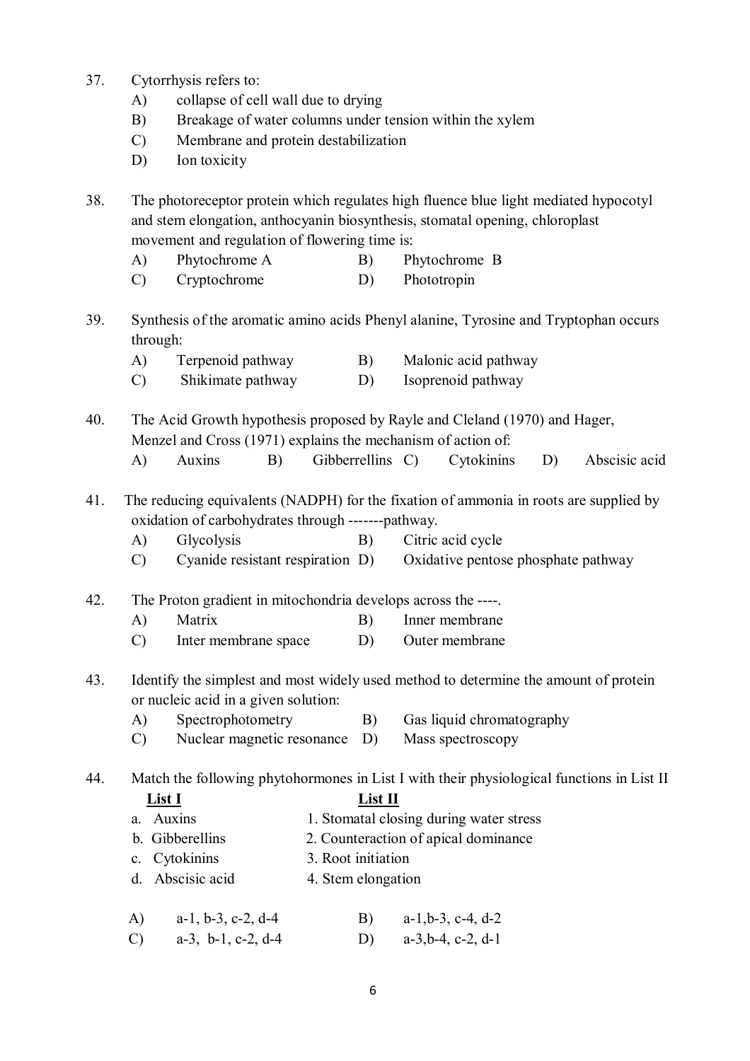37. Cytorrhysis refers to:
    - A) collapse of cell wall due to drying
    - B) Breakage of water columns under tension within the xylem
    - C) Membrane and protein destabilization
    - D) Ion toxicity

38. The photoreceptor protein which regulates high fluence blue light mediated hypocotyl and stem elongation, anthocyanin biosynthesis, stomatal opening, chloroplast movement and regulation of flowering time is:
    - A) Phytochrome A
    - B) Phytochrome B
    - C) Cryptochrome
    - D) Phototropin

39. Synthesis of the aromatic amino acids Phenyl alanine, Tyrosine and Tryptophan occurs through:
    - A) Terpenoid pathway
    - B) Malonic acid pathway
    - C) Shikimate pathway
    - D) Isoprenoid pathway

40. The Acid Growth hypothesis proposed by Rayle and Cleland (1970) and Hager, Menzel and Cross (1971) explains the mechanism of action of:
    - A) Auxins
    - B) Gibberrellins
    - C) Cytokinins
    - D) Abscisic acid

41. The reducing equivalents (NADPH) for the fixation of ammonia in roots are supplied by oxidation of carbohydrates through -------pathway.
    - A) Glycolysis
    - B) Citric acid cycle
    - C) Cyanide resistant respiration
    - D) Oxidative pentose phosphate pathway

42. The Proton gradient in mitochondria develops across the ----.
    - A) Matrix
    - B) Inner membrane
    - C) Inter membrane space
    - D) Outer membrane

43. Identify the simplest and most widely used method to determine the amount of protein or nucleic acid in a given solution:
    - A) Spectrophotometry
    - B) Gas liquid chromatography
    - C) Nuclear magnetic resonance
    - D) Mass spectroscopy

44. Match the following phytohormones in List I with their physiological functions in List II

| List I | List II |
|---|---|
| a. Auxins | 1. Stomatal closing during water stress |
| b. Gibberellins | 2. Counteraction of apical dominance |
| c. Cytokinins | 3. Root initiation |
| d. Abscisic acid | 4. Stem elongation |

- A) a-1, b-3, c-2, d-4
- B) a-1, b-3, c-4, d-2
- C) a-3, b-1, c-2, d-4
- D) a-3, b-4, c-2, d-1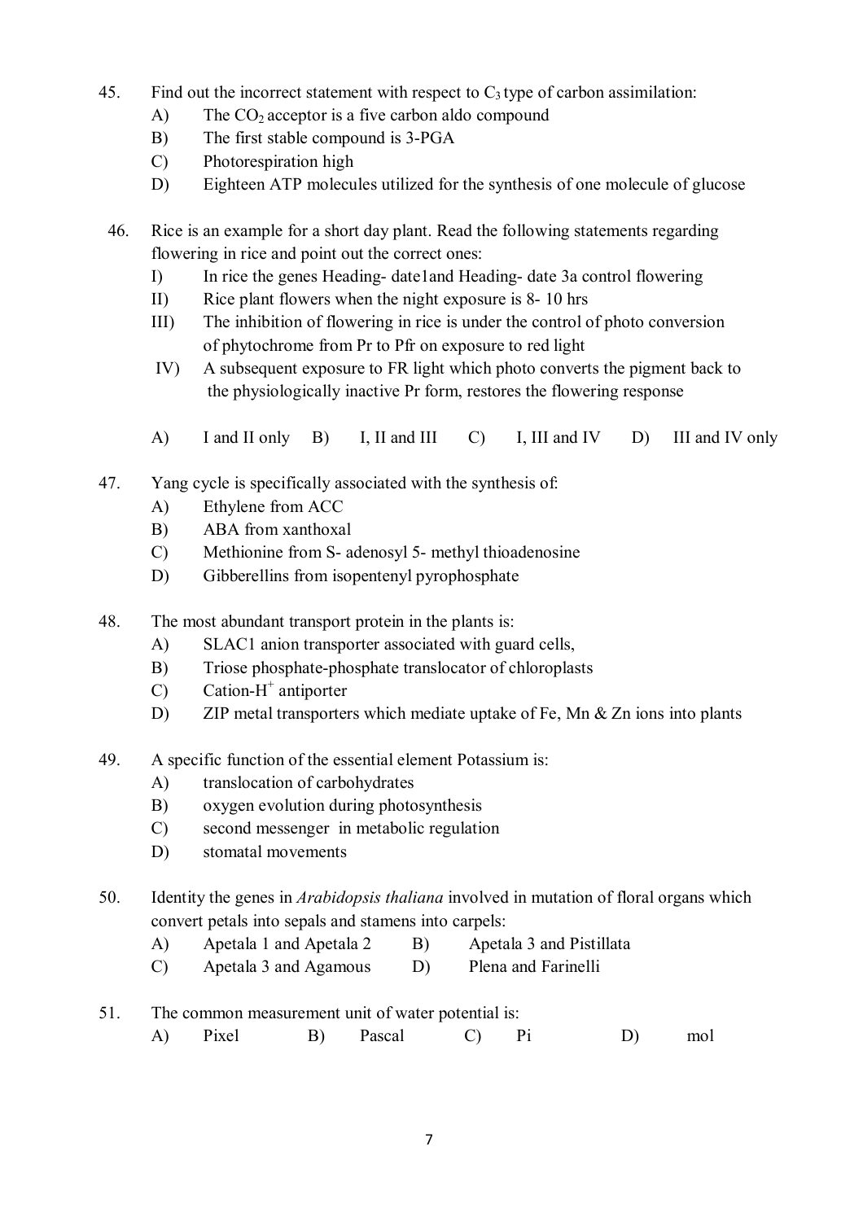45. Find out the incorrect statement with respect to $C_3$ type of carbon assimilation:
    A) The $CO_2$ acceptor is a five carbon aldo compound
    B) The first stable compound is 3-PGA
    C) Photorespiration high
    D) Eighteen ATP molecules utilized for the synthesis of one molecule of glucose

46. Rice is an example for a short day plant. Read the following statements regarding flowering in rice and point out the correct ones:
    I) In rice the genes Heading- date1and Heading- date 3a control flowering
    II) Rice plant flowers when the night exposure is 8- 10 hrs
    III) The inhibition of flowering in rice is under the control of photo conversion of phytochrome from Pr to Pfr on exposure to red light
    IV) A subsequent exposure to FR light which photo converts the pigment back to the physiologically inactive Pr form, restores the flowering response

    A) I and II only B) I, II and III C) I, III and IV D) III and IV only

47. Yang cycle is specifically associated with the synthesis of:
    A) Ethylene from ACC
    B) ABA from xanthoxal
    C) Methionine from S- adenosyl 5- methyl thioadenosine
    D) Gibberellins from isopentenyl pyrophosphate

48. The most abundant transport protein in the plants is:
    A) SLAC1 anion transporter associated with guard cells,
    B) Triose phosphate-phosphate translocator of chloroplasts
    C) Cation-$H^+$ antiporter
    D) ZIP metal transporters which mediate uptake of Fe, Mn & Zn ions into plants

49. A specific function of the essential element Potassium is:
    A) translocation of carbohydrates
    B) oxygen evolution during photosynthesis
    C) second messenger in metabolic regulation
    D) stomatal movements

50. Identity the genes in *Arabidopsis thaliana* involved in mutation of floral organs which convert petals into sepals and stamens into carpels:
    A) Apetala 1 and Apetala 2 B) Apetala 3 and Pistillata
    C) Apetala 3 and Agamous D) Plena and Farinelli

51. The common measurement unit of water potential is:
    A) Pixel B) Pascal C) Pi D) mol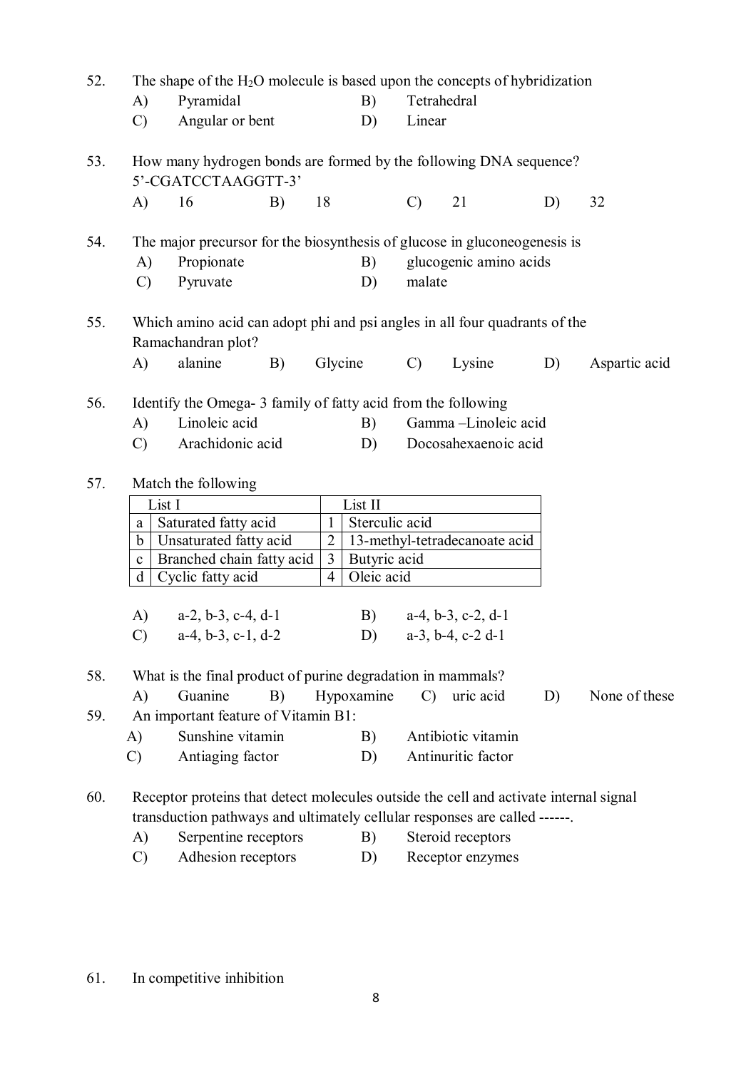52. The shape of the $H_2O$ molecule is based upon the concepts of hybridization

A) Pyramidal  B) Tetrahedral
C) Angular or bent  D) Linear

53. How many hydrogen bonds are formed by the following DNA sequence?
5'-CGATCCTAAGGTT-3'

A) 16  B) 18  C) 21  D) 32

54. The major precursor for the biosynthesis of glucose in gluconeogenesis is

A) Propionate  B) glucogenic amino acids
C) Pyruvate  D) malate

55. Which amino acid can adopt phi and psi angles in all four quadrants of the Ramachandran plot?

A) alanine  B) Glycine  C) Lysine  D) Aspartic acid

56. Identify the Omega- 3 family of fatty acid from the following

A) Linoleic acid  B) Gamma –Linoleic acid
C) Arachidonic acid  D) Docosahexaenoic acid

57. Match the following

| | List I | | List II |
|---|---|---|---|
| a | Saturated fatty acid | 1 | Sterculic acid |
| b | Unsaturated fatty acid | 2 | 13-methyl-tetradecanoate acid |
| c | Branched chain fatty acid | 3 | Butyric acid |
| d | Cyclic fatty acid | 4 | Oleic acid |

A) a-2, b-3, c-4, d-1  B) a-4, b-3, c-2, d-1
C) a-4, b-3, c-1, d-2  D) a-3, b-4, c-2 d-1

58. What is the final product of purine degradation in mammals?

A) Guanine  B) Hypoxamine  C) uric acid  D) None of these

59. An important feature of Vitamin B1:

A) Sunshine vitamin  B) Antibiotic vitamin
C) Antiaging factor  D) Antinuritic factor

60. Receptor proteins that detect molecules outside the cell and activate internal signal transduction pathways and ultimately cellular responses are called ------.

A) Serpentine receptors  B) Steroid receptors
C) Adhesion receptors  D) Receptor enzymes

61. In competitive inhibition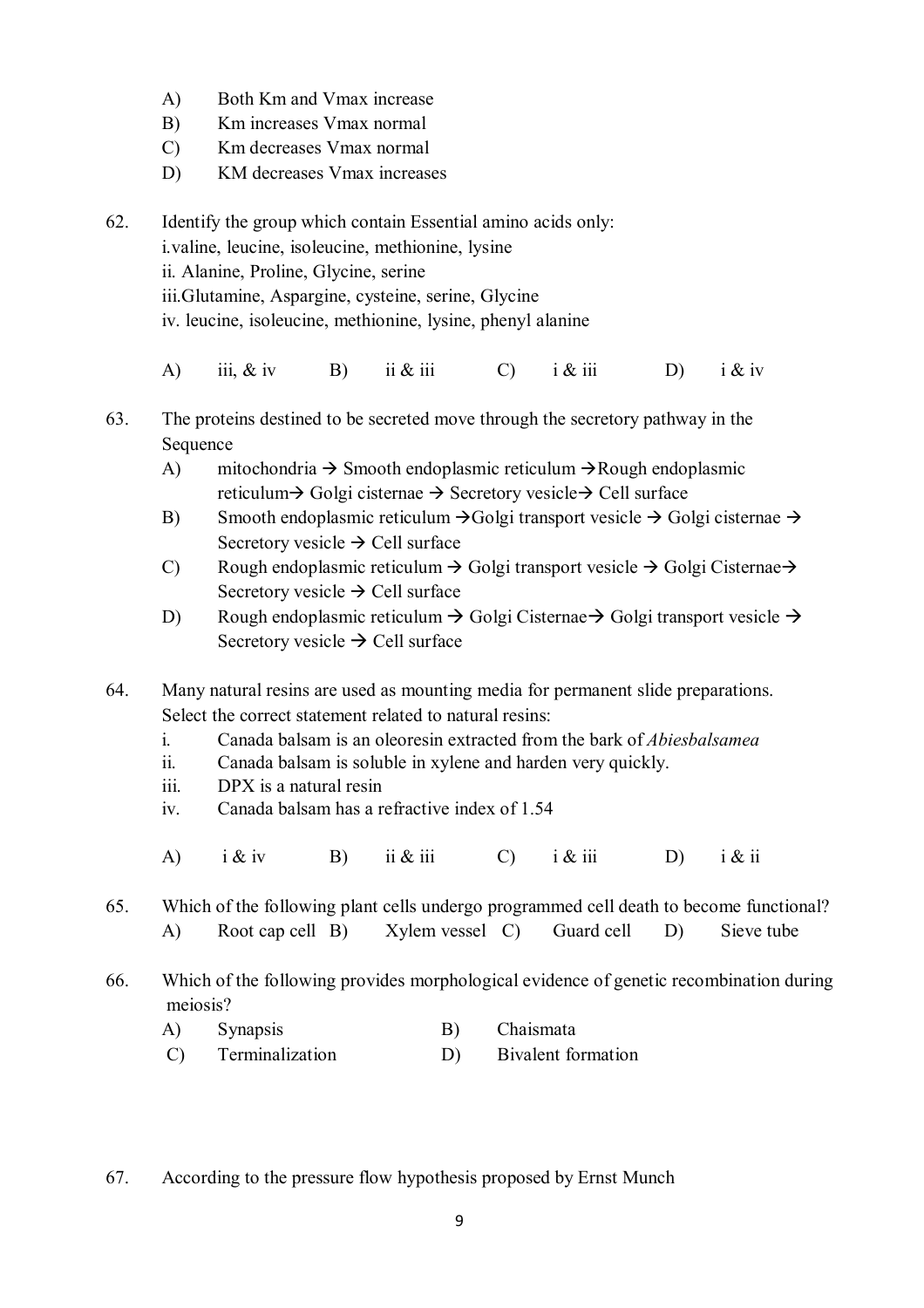A) Both Km and Vmax increase
B) Km increases Vmax normal
C) Km decreases Vmax normal
D) KM decreases Vmax increases

62. Identify the group which contain Essential amino acids only:
i. valine, leucine, isoleucine, methionine, lysine
ii. Alanine, Proline, Glycine, serine
iii. Glutamine, Aspargine, cysteine, serine, Glycine
iv. leucine, isoleucine, methionine, lysine, phenyl alanine

A) iii, & iv  B) ii & iii  C) i & iii  D) i & iv

63. The proteins destined to be secreted move through the secretory pathway in the Sequence
A) mitochondria → Smooth endoplasmic reticulum → Rough endoplasmic reticulum → Golgi cisternae → Secretory vesicle → Cell surface
B) Smooth endoplasmic reticulum → Golgi transport vesicle → Golgi cisternae → Secretory vesicle → Cell surface
C) Rough endoplasmic reticulum → Golgi transport vesicle → Golgi Cisternae → Secretory vesicle → Cell surface
D) Rough endoplasmic reticulum → Golgi Cisternae → Golgi transport vesicle → Secretory vesicle → Cell surface

64. Many natural resins are used as mounting media for permanent slide preparations. Select the correct statement related to natural resins:
i. Canada balsam is an oleoresin extracted from the bark of *Abiesbalsamea*
ii. Canada balsam is soluble in xylene and harden very quickly.
iii. DPX is a natural resin
iv. Canada balsam has a refractive index of 1.54

A) i & iv  B) ii & iii  C) i & iii  D) i & ii

65. Which of the following plant cells undergo programmed cell death to become functional?
A) Root cap cell  B) Xylem vessel  C) Guard cell  D) Sieve tube

66. Which of the following provides morphological evidence of genetic recombination during meiosis?
A) Synapsis  B) Chaismata
C) Terminalization  D) Bivalent formation

67. According to the pressure flow hypothesis proposed by Ernst Munch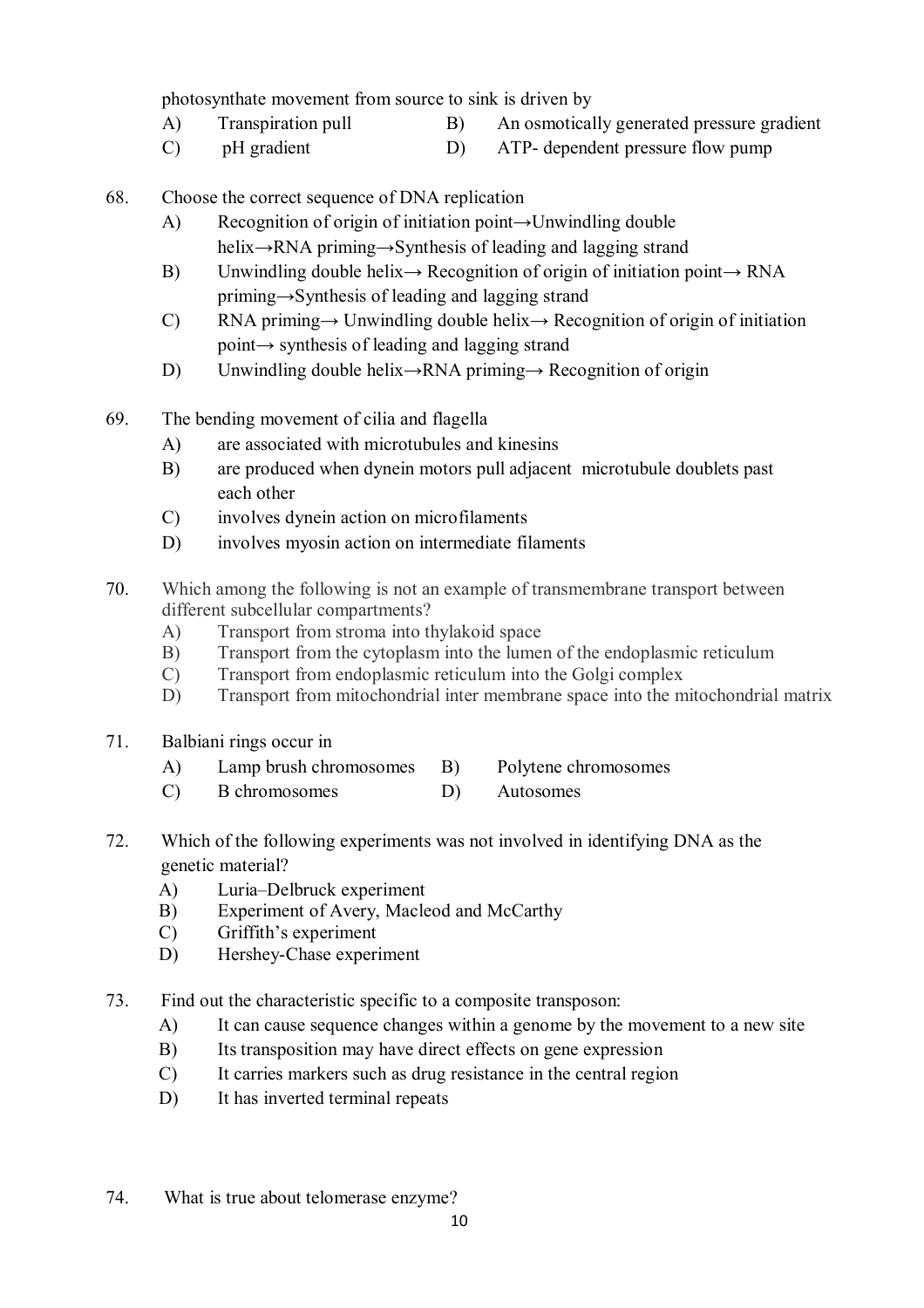photosynthate movement from source to sink is driven by

A) Transpiration pull
B) An osmotically generated pressure gradient
C) pH gradient
D) ATP- dependent pressure flow pump

68. Choose the correct sequence of DNA replication

A) Recognition of origin of initiation point→Unwindling double helix→RNA priming→Synthesis of leading and lagging strand
B) Unwindling double helix→ Recognition of origin of initiation point→ RNA priming→Synthesis of leading and lagging strand
C) RNA priming→ Unwindling double helix→ Recognition of origin of initiation point→ synthesis of leading and lagging strand
D) Unwindling double helix→RNA priming→ Recognition of origin

69. The bending movement of cilia and flagella

A) are associated with microtubules and kinesins
B) are produced when dynein motors pull adjacent microtubule doublets past each other
C) involves dynein action on microfilaments
D) involves myosin action on intermediate filaments

70. Which among the following is not an example of transmembrane transport between different subcellular compartments?

A) Transport from stroma into thylakoid space
B) Transport from the cytoplasm into the lumen of the endoplasmic reticulum
C) Transport from endoplasmic reticulum into the Golgi complex
D) Transport from mitochondrial inter membrane space into the mitochondrial matrix

71. Balbiani rings occur in

A) Lamp brush chromosomes
B) Polytene chromosomes
C) B chromosomes
D) Autosomes

72. Which of the following experiments was not involved in identifying DNA as the genetic material?

A) Luria–Delbruck experiment
B) Experiment of Avery, Macleod and McCarthy
C) Griffith's experiment
D) Hershey-Chase experiment

73. Find out the characteristic specific to a composite transposon:

A) It can cause sequence changes within a genome by the movement to a new site
B) Its transposition may have direct effects on gene expression
C) It carries markers such as drug resistance in the central region
D) It has inverted terminal repeats

74. What is true about telomerase enzyme?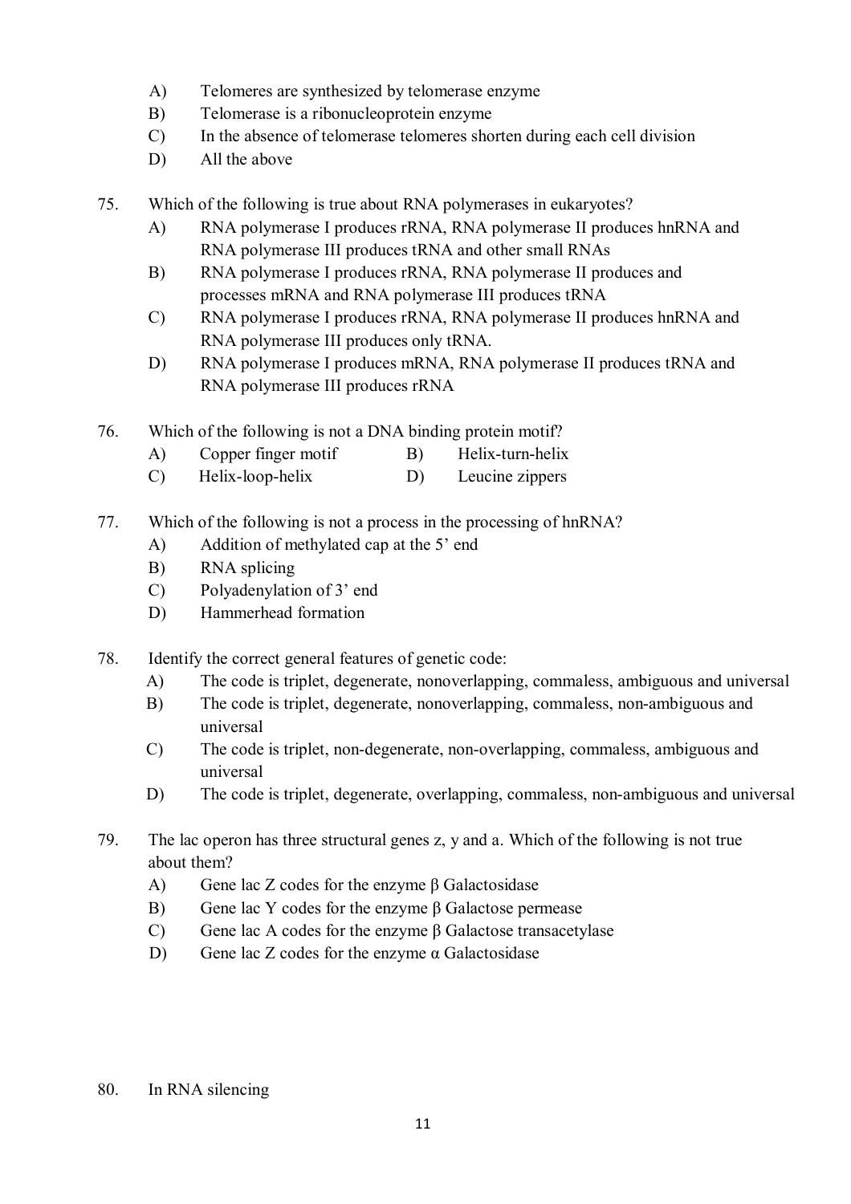A) Telomeres are synthesized by telomerase enzyme
B) Telomerase is a ribonucleoprotein enzyme
C) In the absence of telomerase telomeres shorten during each cell division
D) All the above

75. Which of the following is true about RNA polymerases in eukaryotes?
   A) RNA polymerase I produces rRNA, RNA polymerase II produces hnRNA and RNA polymerase III produces tRNA and other small RNAs
   B) RNA polymerase I produces rRNA, RNA polymerase II produces and processes mRNA and RNA polymerase III produces tRNA
   C) RNA polymerase I produces rRNA, RNA polymerase II produces hnRNA and RNA polymerase III produces only tRNA.
   D) RNA polymerase I produces mRNA, RNA polymerase II produces tRNA and RNA polymerase III produces rRNA

76. Which of the following is not a DNA binding protein motif?
   A) Copper finger motif
   B) Helix-turn-helix
   C) Helix-loop-helix
   D) Leucine zippers

77. Which of the following is not a process in the processing of hnRNA?
   A) Addition of methylated cap at the 5' end
   B) RNA splicing
   C) Polyadenylation of 3' end
   D) Hammerhead formation

78. Identify the correct general features of genetic code:
   A) The code is triplet, degenerate, nonoverlapping, commaless, ambiguous and universal
   B) The code is triplet, degenerate, nonoverlapping, commaless, non-ambiguous and universal
   C) The code is triplet, non-degenerate, non-overlapping, commaless, ambiguous and universal
   D) The code is triplet, degenerate, overlapping, commaless, non-ambiguous and universal

79. The lac operon has three structural genes z, y and a. Which of the following is not true about them?
   A) Gene lac Z codes for the enzyme β Galactosidase
   B) Gene lac Y codes for the enzyme β Galactose permease
   C) Gene lac A codes for the enzyme β Galactose transacetylase
   D) Gene lac Z codes for the enzyme α Galactosidase

80. In RNA silencing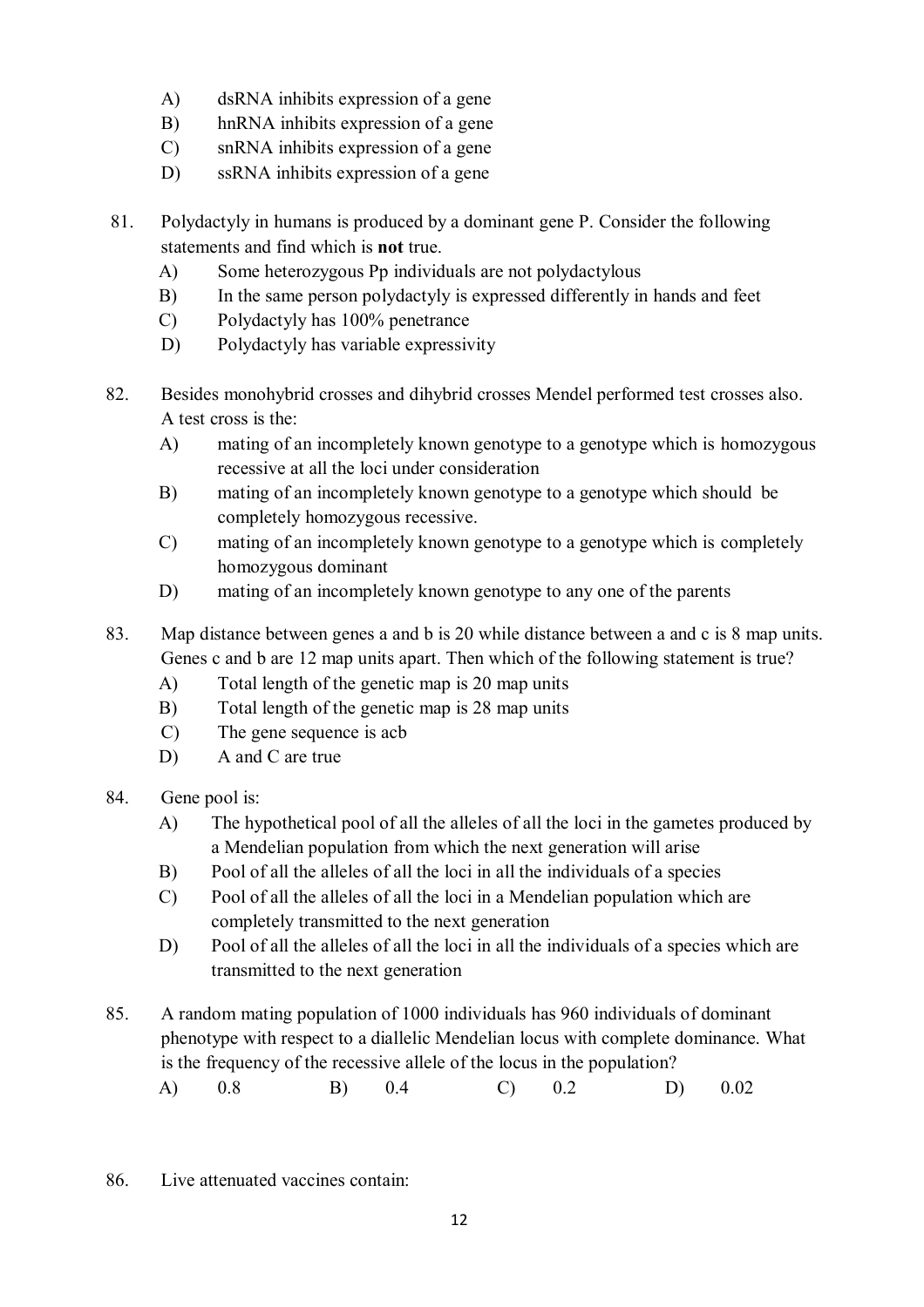A) dsRNA inhibits expression of a gene
B) hnRNA inhibits expression of a gene
C) snRNA inhibits expression of a gene
D) ssRNA inhibits expression of a gene

81. Polydactyly in humans is produced by a dominant gene P. Consider the following statements and find which is **not** true.
   A) Some heterozygous Pp individuals are not polydactylous
   B) In the same person polydactyly is expressed differently in hands and feet
   C) Polydactyly has 100% penetrance
   D) Polydactyly has variable expressivity

82. Besides monohybrid crosses and dihybrid crosses Mendel performed test crosses also. A test cross is the:
   A) mating of an incompletely known genotype to a genotype which is homozygous recessive at all the loci under consideration
   B) mating of an incompletely known genotype to a genotype which should be completely homozygous recessive.
   C) mating of an incompletely known genotype to a genotype which is completely homozygous dominant
   D) mating of an incompletely known genotype to any one of the parents

83. Map distance between genes a and b is 20 while distance between a and c is 8 map units. Genes c and b are 12 map units apart. Then which of the following statement is true?
   A) Total length of the genetic map is 20 map units
   B) Total length of the genetic map is 28 map units
   C) The gene sequence is acb
   D) A and C are true

84. Gene pool is:
   A) The hypothetical pool of all the alleles of all the loci in the gametes produced by a Mendelian population from which the next generation will arise
   B) Pool of all the alleles of all the loci in all the individuals of a species
   C) Pool of all the alleles of all the loci in a Mendelian population which are completely transmitted to the next generation
   D) Pool of all the alleles of all the loci in all the individuals of a species which are transmitted to the next generation

85. A random mating population of 1000 individuals has 960 individuals of dominant phenotype with respect to a diallelic Mendelian locus with complete dominance. What is the frequency of the recessive allele of the locus in the population?
   A) 0.8 B) 0.4 C) 0.2 D) 0.02

86. Live attenuated vaccines contain: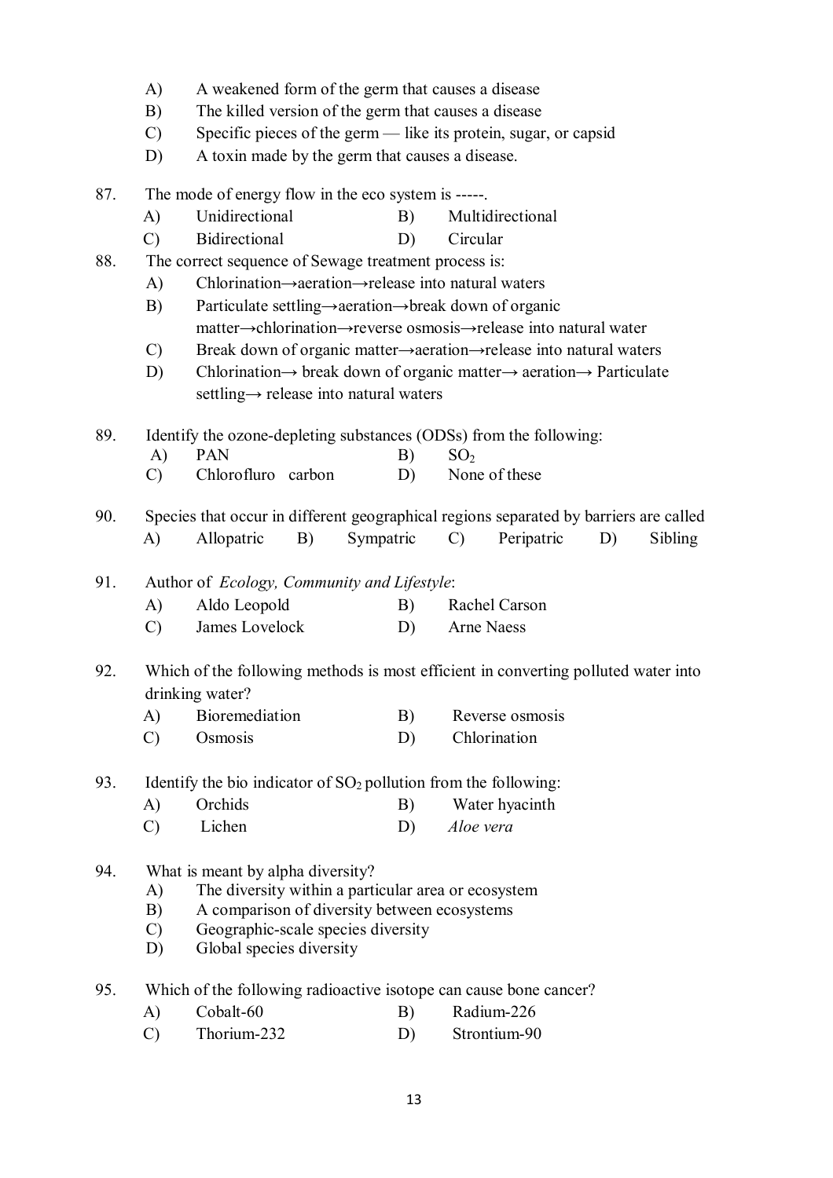A) A weakened form of the germ that causes a disease
B) The killed version of the germ that causes a disease
C) Specific pieces of the germ — like its protein, sugar, or capsid
D) A toxin made by the germ that causes a disease.

87. The mode of energy flow in the eco system is -----.
A) Unidirectional
B) Multidirectional
C) Bidirectional
D) Circular

88. The correct sequence of Sewage treatment process is:
A) Chlorination→aeration→release into natural waters
B) Particulate settling→aeration→break down of organic matter→chlorination→reverse osmosis→release into natural water
C) Break down of organic matter→aeration→release into natural waters
D) Chlorination→ break down of organic matter→ aeration→ Particulate settling→ release into natural waters

89. Identify the ozone-depleting substances (ODSs) from the following:
A) PAN
B) $SO_2$
C) Chlorofluro carbon
D) None of these

90. Species that occur in different geographical regions separated by barriers are called
A) Allopatric
B) Sympatric
C) Peripatric
D) Sibling

91. Author of *Ecology, Community and Lifestyle*:
A) Aldo Leopold
B) Rachel Carson
C) James Lovelock
D) Arne Naess

92. Which of the following methods is most efficient in converting polluted water into drinking water?
A) Bioremediation
B) Reverse osmosis
C) Osmosis
D) Chlorination

93. Identify the bio indicator of $SO_2$ pollution from the following:
A) Orchids
B) Water hyacinth
C) Lichen
D) *Aloe vera*

94. What is meant by alpha diversity?
A) The diversity within a particular area or ecosystem
B) A comparison of diversity between ecosystems
C) Geographic-scale species diversity
D) Global species diversity

95. Which of the following radioactive isotope can cause bone cancer?
A) Cobalt-60
B) Radium-226
C) Thorium-232
D) Strontium-90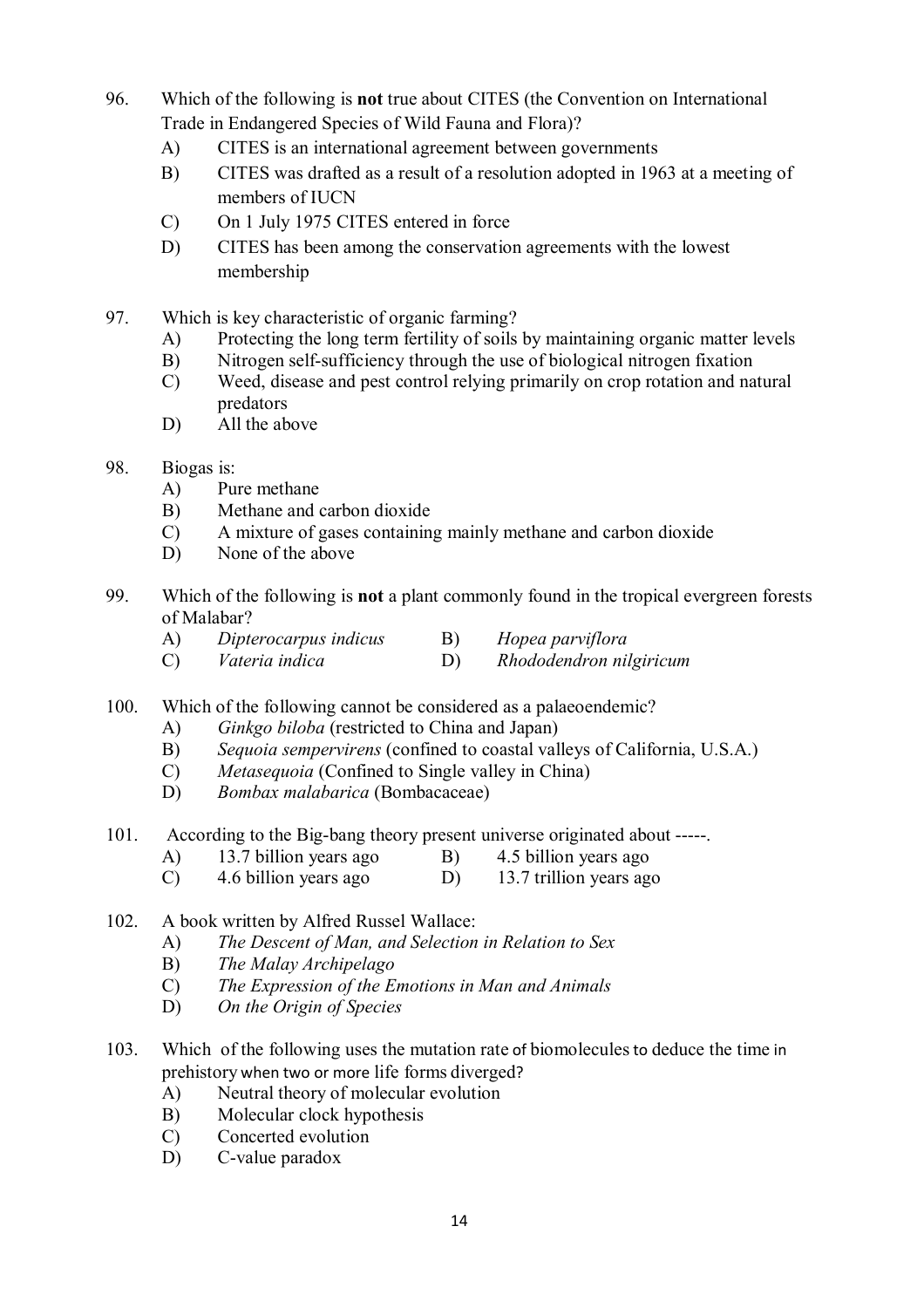96. Which of the following is **not** true about CITES (the Convention on International Trade in Endangered Species of Wild Fauna and Flora)?
    - A) CITES is an international agreement between governments
    - B) CITES was drafted as a result of a resolution adopted in 1963 at a meeting of members of IUCN
    - C) On 1 July 1975 CITES entered in force
    - D) CITES has been among the conservation agreements with the lowest membership

97. Which is key characteristic of organic farming?
    - A) Protecting the long term fertility of soils by maintaining organic matter levels
    - B) Nitrogen self-sufficiency through the use of biological nitrogen fixation
    - C) Weed, disease and pest control relying primarily on crop rotation and natural predators
    - D) All the above

98. Biogas is:
    - A) Pure methane
    - B) Methane and carbon dioxide
    - C) A mixture of gases containing mainly methane and carbon dioxide
    - D) None of the above

99. Which of the following is **not** a plant commonly found in the tropical evergreen forests of Malabar?
    - A) *Dipterocarpus indicus*
    - B) *Hopea parviflora*
    - C) *Vateria indica*
    - D) *Rhododendron nilgiricum*

100. Which of the following cannot be considered as a palaeoendemic?
    - A) *Ginkgo biloba* (restricted to China and Japan)
    - B) *Sequoia sempervirens* (confined to coastal valleys of California, U.S.A.)
    - C) *Metasequoia* (Confined to Single valley in China)
    - D) *Bombax malabarica* (Bombacaceae)

101. According to the Big-bang theory present universe originated about -----.
    - A) 13.7 billion years ago
    - B) 4.5 billion years ago
    - C) 4.6 billion years ago
    - D) 13.7 trillion years ago

102. A book written by Alfred Russel Wallace:
    - A) *The Descent of Man, and Selection in Relation to Sex*
    - B) *The Malay Archipelago*
    - C) *The Expression of the Emotions in Man and Animals*
    - D) *On the Origin of Species*

103. Which of the following uses the mutation rate of biomolecules to deduce the time in prehistory when two or more life forms diverged?
    - A) Neutral theory of molecular evolution
    - B) Molecular clock hypothesis
    - C) Concerted evolution
    - D) C-value paradox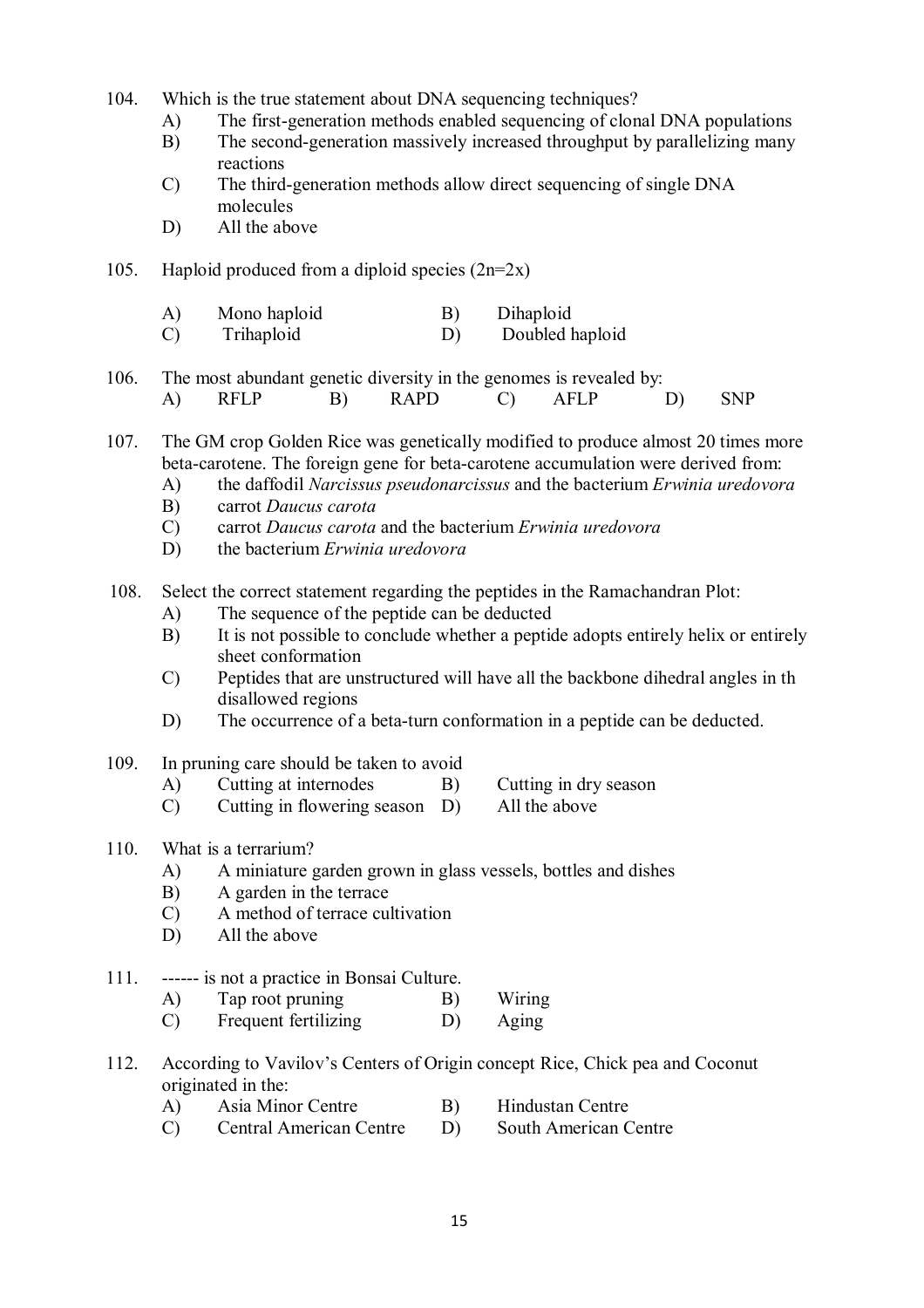104. Which is the true statement about DNA sequencing techniques?
   A) The first-generation methods enabled sequencing of clonal DNA populations
   B) The second-generation massively increased throughput by parallelizing many reactions
   C) The third-generation methods allow direct sequencing of single DNA molecules
   D) All the above

105. Haploid produced from a diploid species (2n=2x)

| | | | |
|---|---|---|---|
| A) | Mono haploid | B) | Dihaploid |
| C) | Trihaploid | D) | Doubled haploid |

106. The most abundant genetic diversity in the genomes is revealed by:
   A) RFLP  B) RAPD  C) AFLP  D) SNP

107. The GM crop Golden Rice was genetically modified to produce almost 20 times more beta-carotene. The foreign gene for beta-carotene accumulation were derived from:
   A) the daffodil *Narcissus pseudonarcissus* and the bacterium *Erwinia uredovora*
   B) carrot *Daucus carota*
   C) carrot *Daucus carota* and the bacterium *Erwinia uredovora*
   D) the bacterium *Erwinia uredovora*

108. Select the correct statement regarding the peptides in the Ramachandran Plot:
   A) The sequence of the peptide can be deducted
   B) It is not possible to conclude whether a peptide adopts entirely helix or entirely sheet conformation
   C) Peptides that are unstructured will have all the backbone dihedral angles in th disallowed regions
   D) The occurrence of a beta-turn conformation in a peptide can be deducted.

109. In pruning care should be taken to avoid

| | | | |
|---|---|---|---|
| A) | Cutting at internodes | B) | Cutting in dry season |
| C) | Cutting in flowering season | D) | All the above |

110. What is a terrarium?
   A) A miniature garden grown in glass vessels, bottles and dishes
   B) A garden in the terrace
   C) A method of terrace cultivation
   D) All the above

111. ------ is not a practice in Bonsai Culture.

| | | | |
|---|---|---|---|
| A) | Tap root pruning | B) | Wiring |
| C) | Frequent fertilizing | D) | Aging |

112. According to Vavilov's Centers of Origin concept Rice, Chick pea and Coconut originated in the:

| | | | |
|---|---|---|---|
| A) | Asia Minor Centre | B) | Hindustan Centre |
| C) | Central American Centre | D) | South American Centre |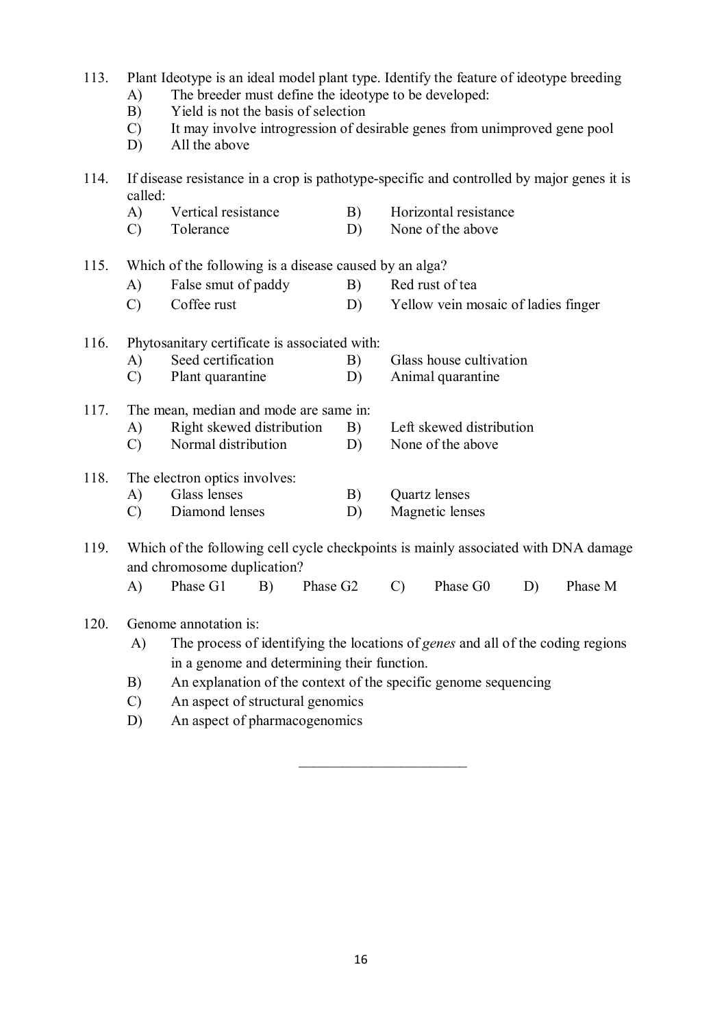113. Plant Ideotype is an ideal model plant type. Identify the feature of ideotype breeding

   A) The breeder must define the ideotype to be developed:
   B) Yield is not the basis of selection
   C) It may involve introgression of desirable genes from unimproved gene pool
   D) All the above

114. If disease resistance in a crop is pathotype-specific and controlled by major genes it is called:

   A) Vertical resistance
   B) Horizontal resistance
   C) Tolerance
   D) None of the above

115. Which of the following is a disease caused by an alga?

   A) False smut of paddy
   B) Red rust of tea
   C) Coffee rust
   D) Yellow vein mosaic of ladies finger

116. Phytosanitary certificate is associated with:

   A) Seed certification
   B) Glass house cultivation
   C) Plant quarantine
   D) Animal quarantine

117. The mean, median and mode are same in:

   A) Right skewed distribution
   B) Left skewed distribution
   C) Normal distribution
   D) None of the above

118. The electron optics involves:

   A) Glass lenses
   B) Quartz lenses
   C) Diamond lenses
   D) Magnetic lenses

119. Which of the following cell cycle checkpoints is mainly associated with DNA damage and chromosome duplication?

   A) Phase G1
   B) Phase G2
   C) Phase G0
   D) Phase M

120. Genome annotation is:

   A) The process of identifying the locations of *genes* and all of the coding regions in a genome and determining their function.
   B) An explanation of the context of the specific genome sequencing
   C) An aspect of structural genomics
   D) An aspect of pharmacogenomics

______________________